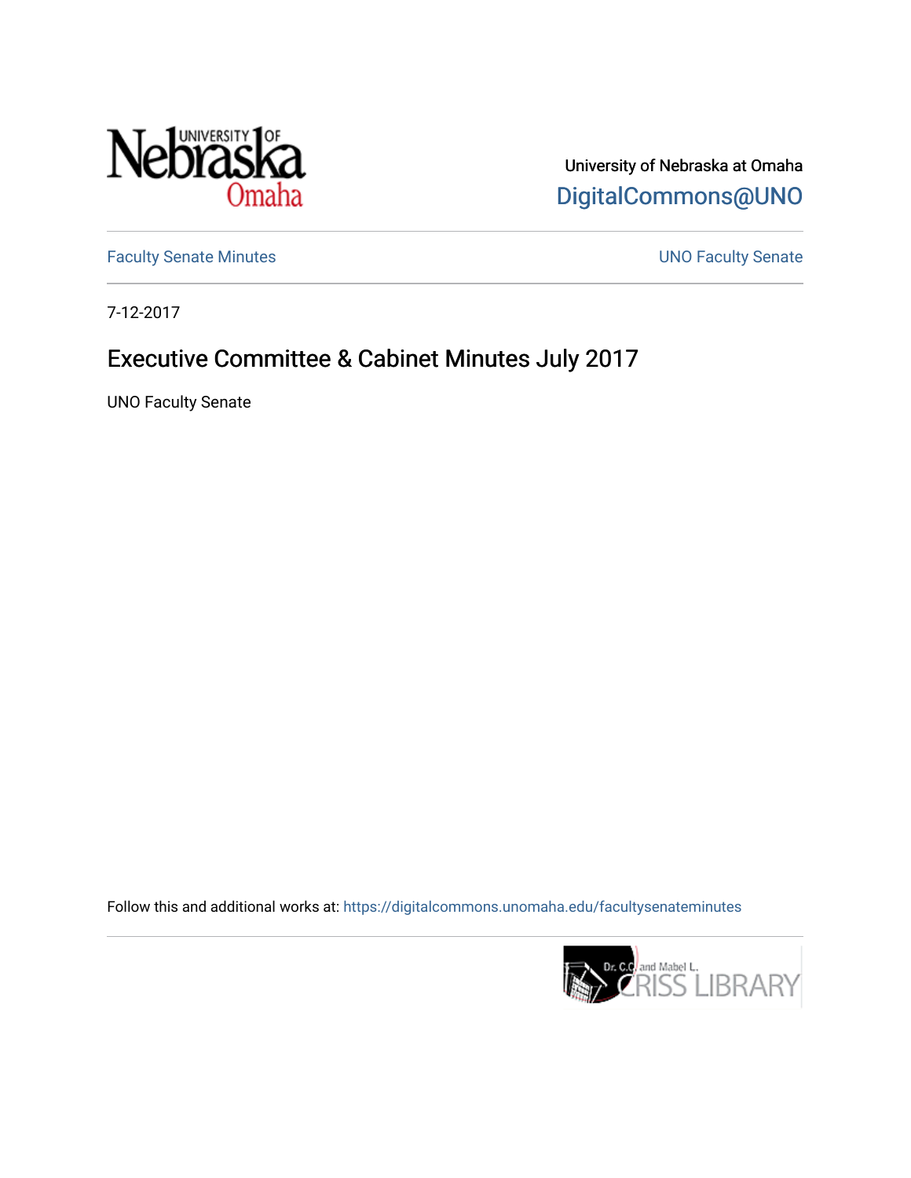University of Nebraska at Omaha

DigitalCommons@UNO

Faculty Senate Minutes

UNO Faculty Senate

7-12-2017

# Executive Committee & Cabinet Minutes July 2017

UNO Faculty Senate

Follow this and additional works at: https://digitalcommons.unomaha.edu/facultysenateminutes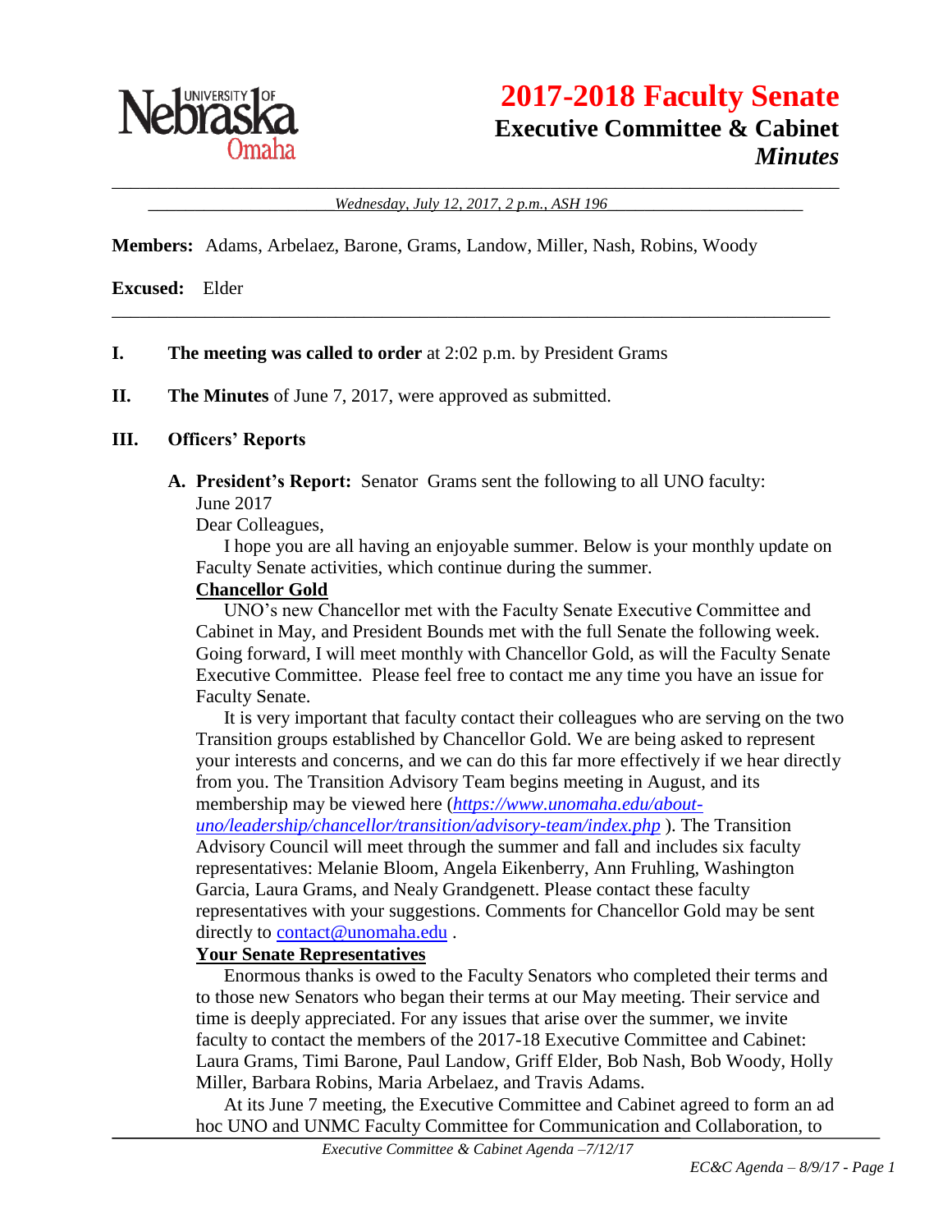University of Nebraska Omaha

# 2017-2018 Faculty Senate

## Executive Committee & Cabinet

### *Minutes*

*Wednesday, July 12, 2017, 2 p.m., ASH 196*

**Members:** Adams, Arbelaez, Barone, Grams, Landow, Miller, Nash, Robins, Woody

**Excused:** Elder

---

**I. The meeting was called to order** at 2:02 p.m. by President Grams

**II. The Minutes** of June 7, 2017, were approved as submitted.

**III. Officers' Reports**

**A. President's Report:** Senator Grams sent the following to all UNO faculty:

June 2017

Dear Colleagues,

I hope you are all having an enjoyable summer. Below is your monthly update on Faculty Senate activities, which continue during the summer.

**Chancellor Gold**

UNO's new Chancellor met with the Faculty Senate Executive Committee and Cabinet in May, and President Bounds met with the full Senate the following week. Going forward, I will meet monthly with Chancellor Gold, as will the Faculty Senate Executive Committee. Please feel free to contact me any time you have an issue for Faculty Senate.

It is very important that faculty contact their colleagues who are serving on the two Transition groups established by Chancellor Gold. We are being asked to represent your interests and concerns, and we can do this far more effectively if we hear directly from you. The Transition Advisory Team begins meeting in August, and its membership may be viewed here (*https://www.unomaha.edu/about-uno/leadership/chancellor/transition/advisory-team/index.php* ). The Transition Advisory Council will meet through the summer and fall and includes six faculty representatives: Melanie Bloom, Angela Eikenberry, Ann Fruhling, Washington Garcia, Laura Grams, and Nealy Grandgenett. Please contact these faculty representatives with your suggestions. Comments for Chancellor Gold may be sent directly to contact@unomaha.edu .

**Your Senate Representatives**

Enormous thanks is owed to the Faculty Senators who completed their terms and to those new Senators who began their terms at our May meeting. Their service and time is deeply appreciated. For any issues that arise over the summer, we invite faculty to contact the members of the 2017-18 Executive Committee and Cabinet: Laura Grams, Timi Barone, Paul Landow, Griff Elder, Bob Nash, Bob Woody, Holly Miller, Barbara Robins, Maria Arbelaez, and Travis Adams.

At its June 7 meeting, the Executive Committee and Cabinet agreed to form an ad hoc UNO and UNMC Faculty Committee for Communication and Collaboration, to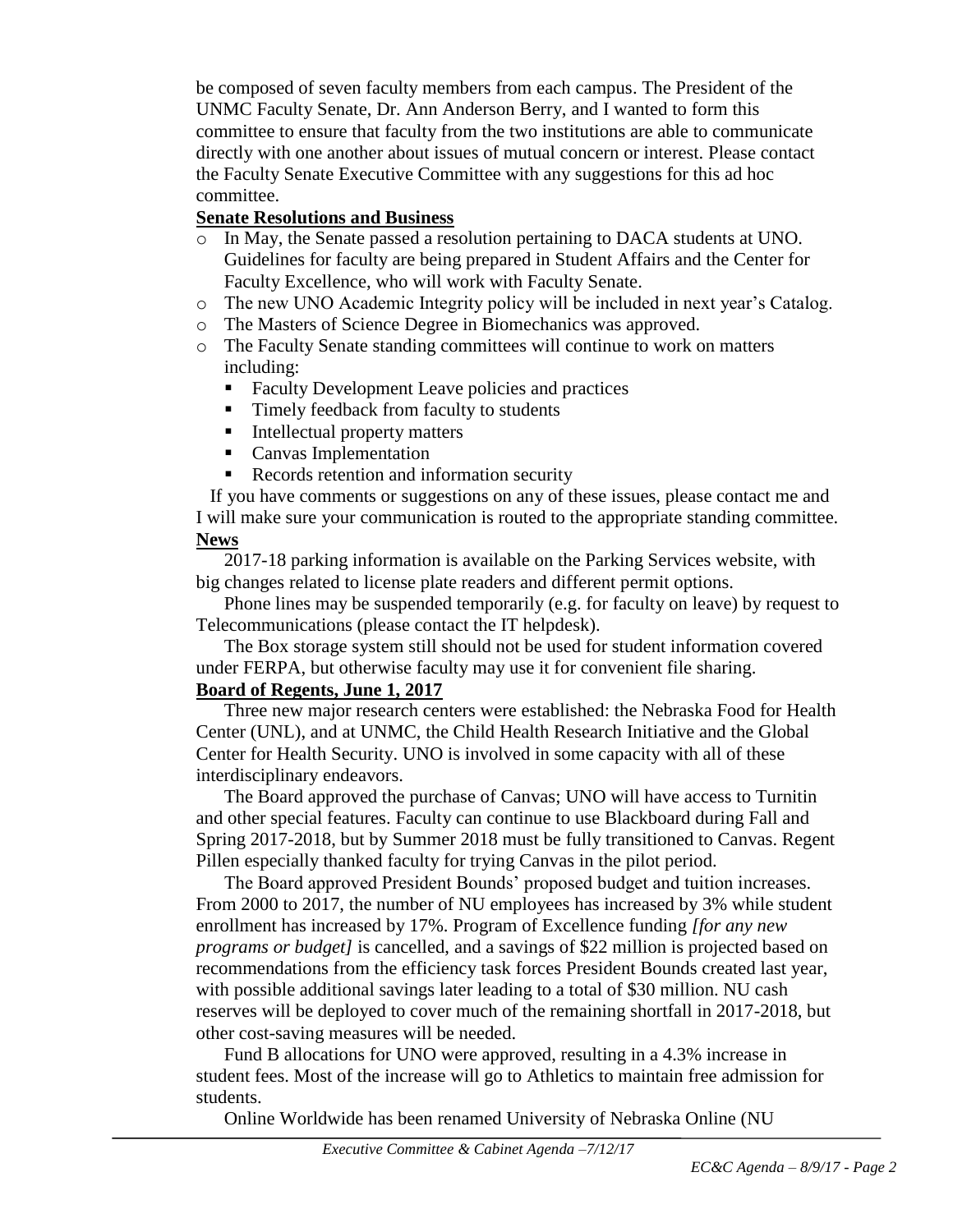be composed of seven faculty members from each campus. The President of the UNMC Faculty Senate, Dr. Ann Anderson Berry, and I wanted to form this committee to ensure that faculty from the two institutions are able to communicate directly with one another about issues of mutual concern or interest. Please contact the Faculty Senate Executive Committee with any suggestions for this ad hoc committee.

**Senate Resolutions and Business**

- In May, the Senate passed a resolution pertaining to DACA students at UNO. Guidelines for faculty are being prepared in Student Affairs and the Center for Faculty Excellence, who will work with Faculty Senate.
- The new UNO Academic Integrity policy will be included in next year's Catalog.
- The Masters of Science Degree in Biomechanics was approved.
- The Faculty Senate standing committees will continue to work on matters including:
  - Faculty Development Leave policies and practices
  - Timely feedback from faculty to students
  - Intellectual property matters
  - Canvas Implementation
  - Records retention and information security

If you have comments or suggestions on any of these issues, please contact me and I will make sure your communication is routed to the appropriate standing committee.

**News**

2017-18 parking information is available on the Parking Services website, with big changes related to license plate readers and different permit options.

Phone lines may be suspended temporarily (e.g. for faculty on leave) by request to Telecommunications (please contact the IT helpdesk).

The Box storage system still should not be used for student information covered under FERPA, but otherwise faculty may use it for convenient file sharing.

**Board of Regents, June 1, 2017**

Three new major research centers were established: the Nebraska Food for Health Center (UNL), and at UNMC, the Child Health Research Initiative and the Global Center for Health Security. UNO is involved in some capacity with all of these interdisciplinary endeavors.

The Board approved the purchase of Canvas; UNO will have access to Turnitin and other special features. Faculty can continue to use Blackboard during Fall and Spring 2017-2018, but by Summer 2018 must be fully transitioned to Canvas. Regent Pillen especially thanked faculty for trying Canvas in the pilot period.

The Board approved President Bounds' proposed budget and tuition increases. From 2000 to 2017, the number of NU employees has increased by 3% while student enrollment has increased by 17%. Program of Excellence funding *[for any new programs or budget]* is cancelled, and a savings of $22 million is projected based on recommendations from the efficiency task forces President Bounds created last year, with possible additional savings later leading to a total of $30 million. NU cash reserves will be deployed to cover much of the remaining shortfall in 2017-2018, but other cost-saving measures will be needed.

Fund B allocations for UNO were approved, resulting in a 4.3% increase in student fees. Most of the increase will go to Athletics to maintain free admission for students.

Online Worldwide has been renamed University of Nebraska Online (NU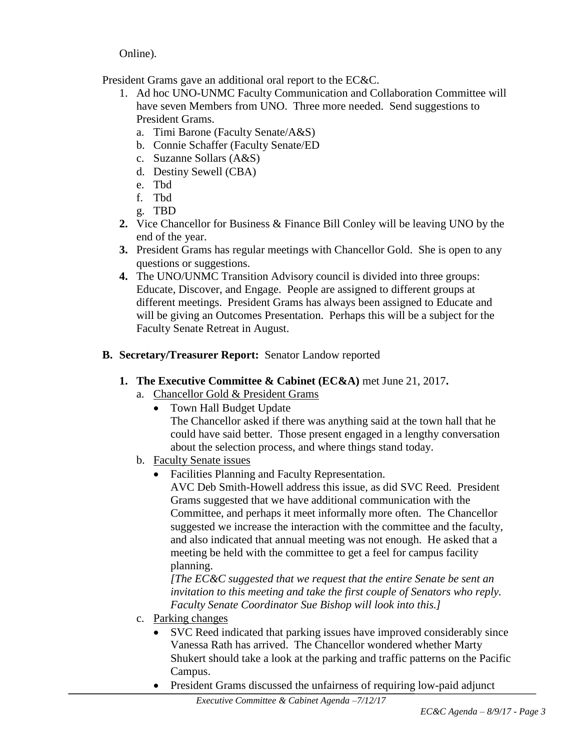Online).

President Grams gave an additional oral report to the EC&C.

1. Ad hoc UNO-UNMC Faculty Communication and Collaboration Committee will have seven Members from UNO. Three more needed. Send suggestions to President Grams.
   a. Timi Barone (Faculty Senate/A&S)
   b. Connie Schaffer (Faculty Senate/ED
   c. Suzanne Sollars (A&S)
   d. Destiny Sewell (CBA)
   e. Tbd
   f. Tbd
   g. TBD
2. Vice Chancellor for Business & Finance Bill Conley will be leaving UNO by the end of the year.
3. President Grams has regular meetings with Chancellor Gold. She is open to any questions or suggestions.
4. The UNO/UNMC Transition Advisory council is divided into three groups: Educate, Discover, and Engage. People are assigned to different groups at different meetings. President Grams has always been assigned to Educate and will be giving an Outcomes Presentation. Perhaps this will be a subject for the Faculty Senate Retreat in August.

**B. Secretary/Treasurer Report:** Senator Landow reported

1. **The Executive Committee & Cabinet (EC&A)** met June 21, 2017**.**
   a. Chancellor Gold & President Grams
      - Town Hall Budget Update
        The Chancellor asked if there was anything said at the town hall that he could have said better. Those present engaged in a lengthy conversation about the selection process, and where things stand today.
   b. Faculty Senate issues
      - Facilities Planning and Faculty Representation.
        AVC Deb Smith-Howell address this issue, as did SVC Reed. President Grams suggested that we have additional communication with the Committee, and perhaps it meet informally more often. The Chancellor suggested we increase the interaction with the committee and the faculty, and also indicated that annual meeting was not enough. He asked that a meeting be held with the committee to get a feel for campus facility planning.
        *[The EC&C suggested that we request that the entire Senate be sent an invitation to this meeting and take the first couple of Senators who reply. Faculty Senate Coordinator Sue Bishop will look into this.]*
   c. Parking changes
      - SVC Reed indicated that parking issues have improved considerably since Vanessa Rath has arrived. The Chancellor wondered whether Marty Shukert should take a look at the parking and traffic patterns on the Pacific Campus.
      - President Grams discussed the unfairness of requiring low-paid adjunct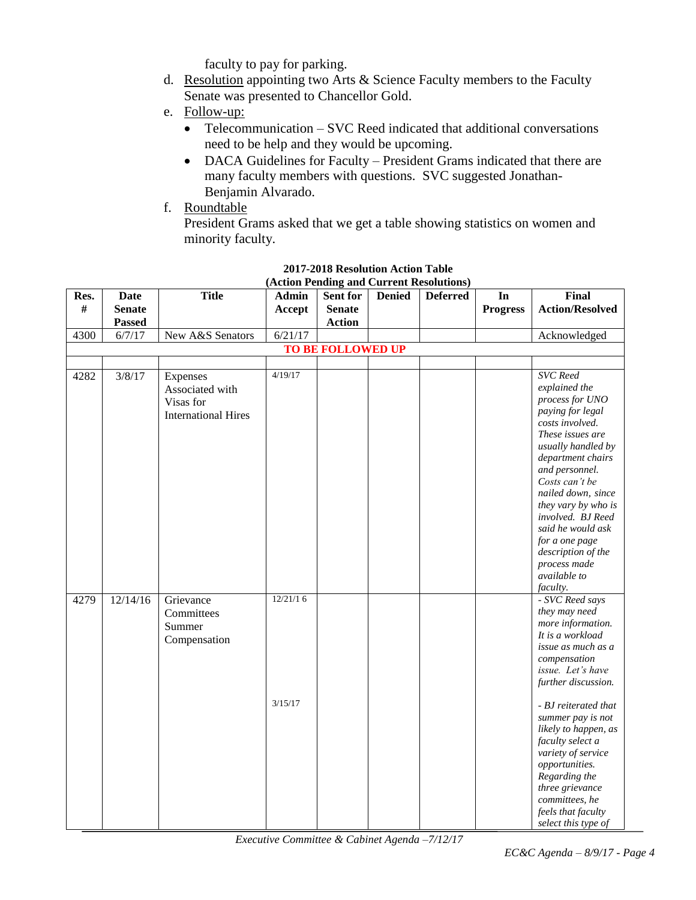faculty to pay for parking.

d. Resolution appointing two Arts & Science Faculty members to the Faculty Senate was presented to Chancellor Gold.

e. Follow-up:
   - Telecommunication – SVC Reed indicated that additional conversations need to be help and they would be upcoming.
   - DACA Guidelines for Faculty – President Grams indicated that there are many faculty members with questions. SVC suggested Jonathan-Benjamin Alvarado.

f. Roundtable

   President Grams asked that we get a table showing statistics on women and minority faculty.

**2017-2018 Resolution Action Table**
**(Action Pending and Current Resolutions)**

| Res. # | Date Senate Passed | Title | Admin Accept | Sent for Senate Action | Denied | Deferred | In Progress | Final Action/Resolved |
|---|---|---|---|---|---|---|---|---|
| 4300 | 6/7/17 | New A&S Senators | 6/21/17 | | | | | Acknowledged |
| | | | **TO BE FOLLOWED UP** | | | | | |
| | | | | | | | | |
| 4282 | 3/8/17 | Expenses Associated with Visas for International Hires | 4/19/17 | | | | | *SVC Reed explained the process for UNO paying for legal costs involved. These issues are usually handled by department chairs and personnel. Costs can't be nailed down, since they vary by who is involved. BJ Reed said he would ask for a one page description of the process made available to faculty.* |
| 4279 | 12/14/16 | Grievance Committees Summer Compensation | 12/21/16<br><br>3/15/17 | | | | | *- SVC Reed says they may need more information. It is a workload issue as much as a compensation issue. Let's have further discussion.*<br><br>*- BJ reiterated that summer pay is not likely to happen, as faculty select a variety of service opportunities. Regarding the three grievance committees, he feels that faculty select this type of* |

*Executive Committee & Cabinet Agenda –7/12/17*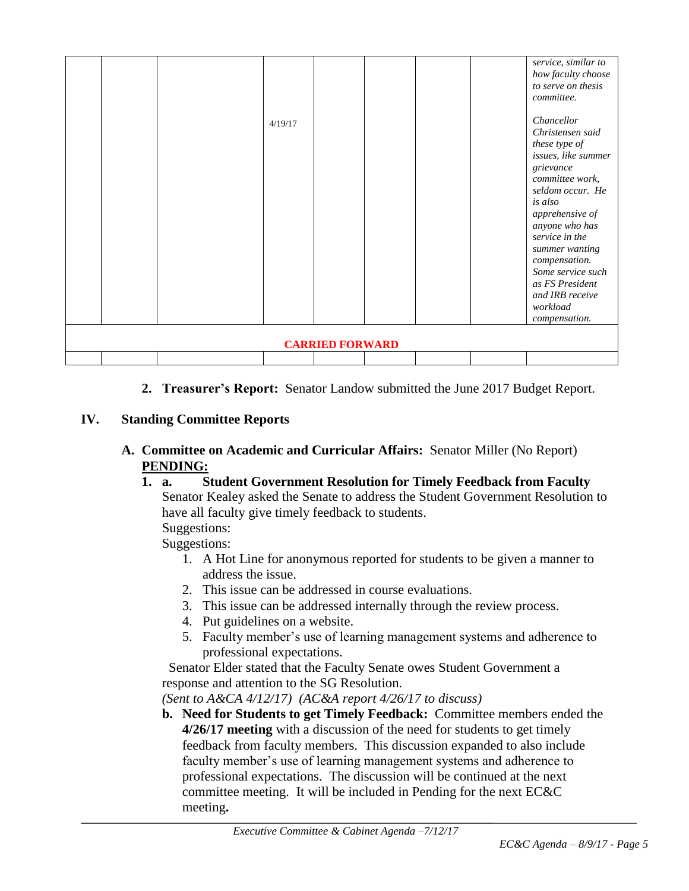| | | | | | | | | |
|---|---|---|---|---|---|---|---|---|
| | | | 4/19/17 | | | | | *service, similar to how faculty choose to serve on thesis committee.*<br><br>*Chancellor Christensen said these type of issues, like summer grievance committee work, seldom occur. He is also apprehensive of anyone who has service in the summer wanting compensation. Some service such as FS President and IRB receive workload compensation.* |
| **CARRIED FORWARD** | | | | | | | | |
| | | | | | | | | |

2. **Treasurer's Report:** Senator Landow submitted the June 2017 Budget Report.

## IV. Standing Committee Reports

### A. Committee on Academic and Curricular Affairs: Senator Miller (No Report)

**PENDING:**

1. a. **Student Government Resolution for Timely Feedback from Faculty**
   Senator Kealey asked the Senate to address the Student Government Resolution to have all faculty give timely feedback to students.
   Suggestions:
   Suggestions:
   1. A Hot Line for anonymous reported for students to be given a manner to address the issue.
   2. This issue can be addressed in course evaluations.
   3. This issue can be addressed internally through the review process.
   4. Put guidelines on a website.
   5. Faculty member's use of learning management systems and adherence to professional expectations.

   Senator Elder stated that the Faculty Senate owes Student Government a response and attention to the SG Resolution.
   *(Sent to A&CA 4/12/17) (AC&A report 4/26/17 to discuss)*

   b. **Need for Students to get Timely Feedback:** Committee members ended the **4/26/17 meeting** with a discussion of the need for students to get timely feedback from faculty members. This discussion expanded to also include faculty member's use of learning management systems and adherence to professional expectations. The discussion will be continued at the next committee meeting. It will be included in Pending for the next EC&C meeting**.**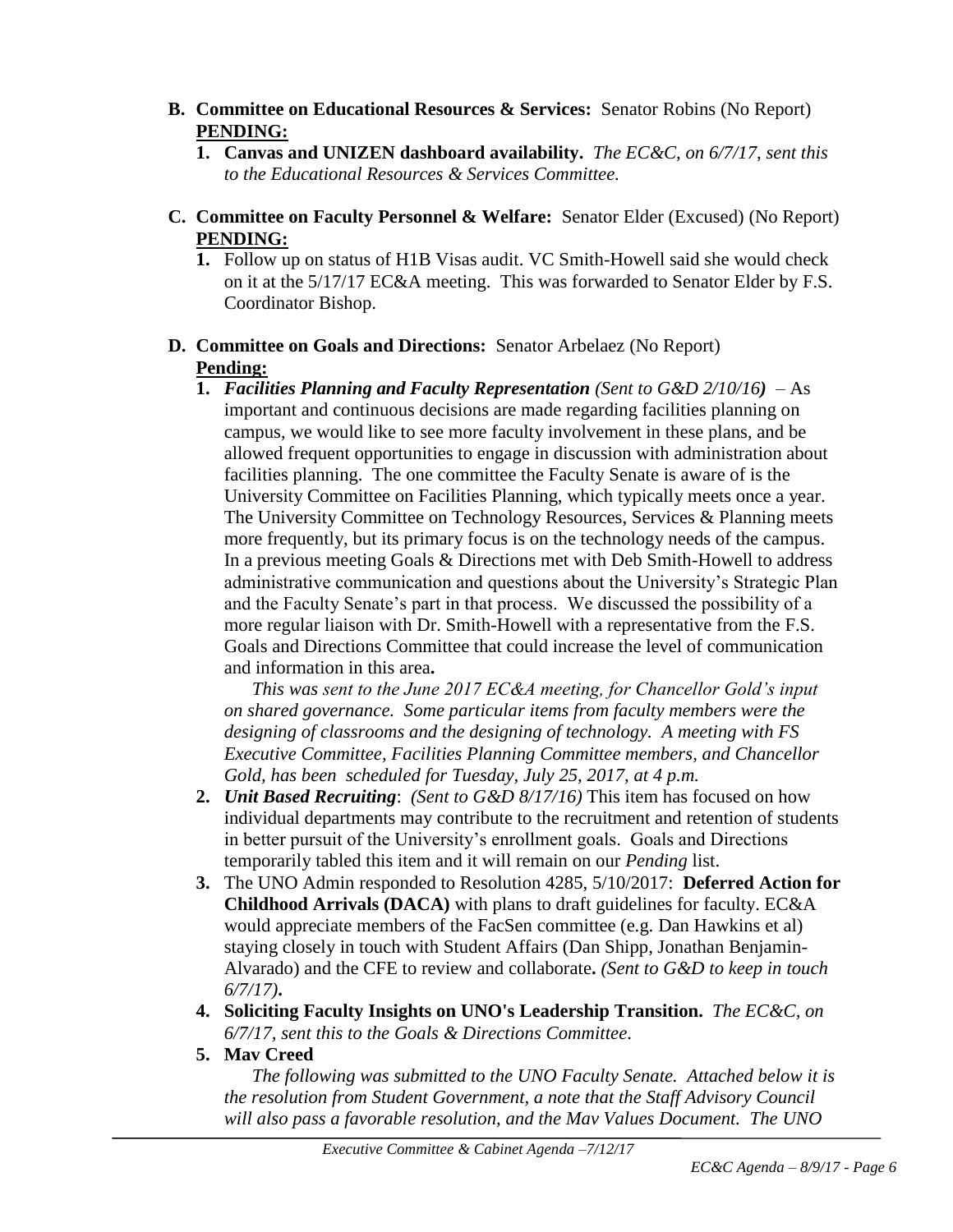**B. Committee on Educational Resources & Services:** Senator Robins (No Report)
**PENDING:**

1. **Canvas and UNIZEN dashboard availability.** *The EC&C, on 6/7/17, sent this to the Educational Resources & Services Committee.*

**C. Committee on Faculty Personnel & Welfare:** Senator Elder (Excused) (No Report)
**PENDING:**

1. Follow up on status of H1B Visas audit. VC Smith-Howell said she would check on it at the 5/17/17 EC&A meeting. This was forwarded to Senator Elder by F.S. Coordinator Bishop.

**D. Committee on Goals and Directions:** Senator Arbelaez (No Report)
**Pending:**

1. ***Facilities Planning and Faculty Representation*** *(Sent to G&D 2/10/16)* – As important and continuous decisions are made regarding facilities planning on campus, we would like to see more faculty involvement in these plans, and be allowed frequent opportunities to engage in discussion with administration about facilities planning. The one committee the Faculty Senate is aware of is the University Committee on Facilities Planning, which typically meets once a year. The University Committee on Technology Resources, Services & Planning meets more frequently, but its primary focus is on the technology needs of the campus. In a previous meeting Goals & Directions met with Deb Smith-Howell to address administrative communication and questions about the University's Strategic Plan and the Faculty Senate's part in that process. We discussed the possibility of a more regular liaison with Dr. Smith-Howell with a representative from the F.S. Goals and Directions Committee that could increase the level of communication and information in this area**.**

   *This was sent to the June 2017 EC&A meeting, for Chancellor Gold's input on shared governance. Some particular items from faculty members were the designing of classrooms and the designing of technology. A meeting with FS Executive Committee, Facilities Planning Committee members, and Chancellor Gold, has been scheduled for Tuesday, July 25, 2017, at 4 p.m.*

2. ***Unit Based Recruiting***: *(Sent to G&D 8/17/16)* This item has focused on how individual departments may contribute to the recruitment and retention of students in better pursuit of the University's enrollment goals. Goals and Directions temporarily tabled this item and it will remain on our *Pending* list.

3. The UNO Admin responded to Resolution 4285, 5/10/2017: **Deferred Action for Childhood Arrivals (DACA)** with plans to draft guidelines for faculty. EC&A would appreciate members of the FacSen committee (e.g. Dan Hawkins et al) staying closely in touch with Student Affairs (Dan Shipp, Jonathan Benjamin-Alvarado) and the CFE to review and collaborate**.** *(Sent to G&D to keep in touch 6/7/17)***.**

4. **Soliciting Faculty Insights on UNO's Leadership Transition.** *The EC&C, on 6/7/17, sent this to the Goals & Directions Committee*.

5. **Mav Creed**

   *The following was submitted to the UNO Faculty Senate. Attached below it is the resolution from Student Government, a note that the Staff Advisory Council will also pass a favorable resolution, and the Mav Values Document. The UNO*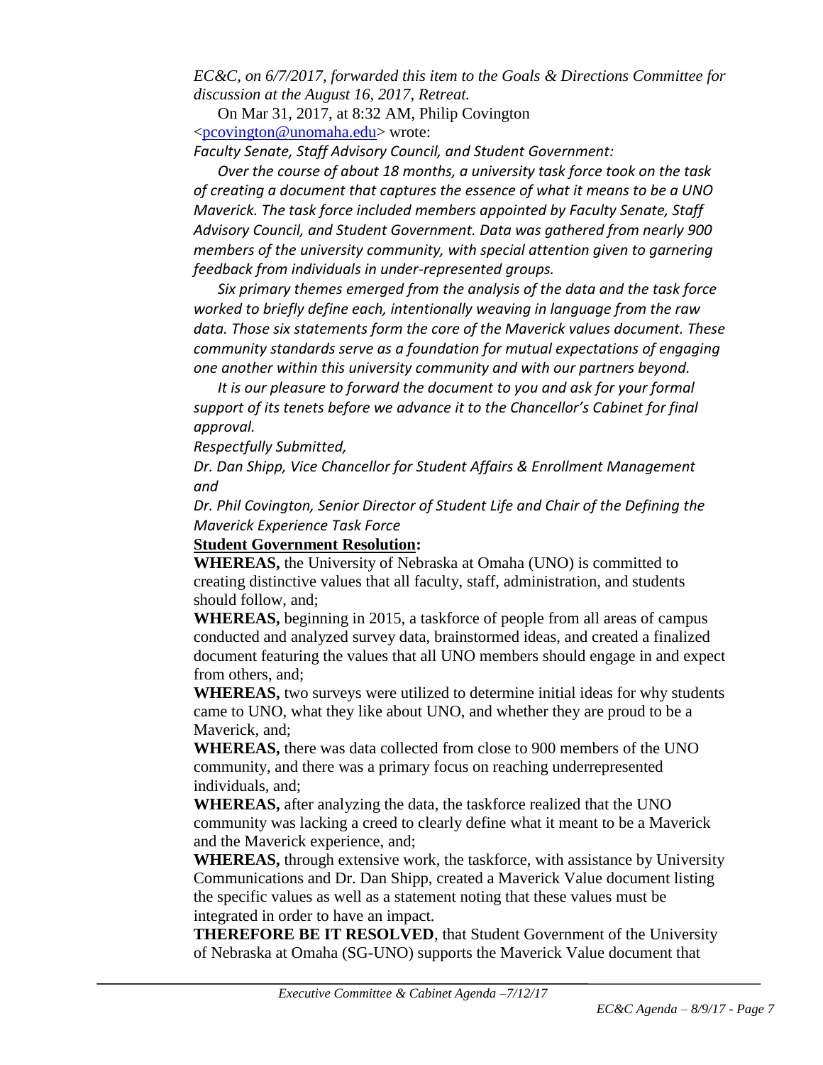*EC&C, on 6/7/2017, forwarded this item to the Goals & Directions Committee for discussion at the August 16, 2017, Retreat.*

On Mar 31, 2017, at 8:32 AM, Philip Covington <pcovington@unomaha.edu> wrote:

*Faculty Senate, Staff Advisory Council, and Student Government:*

*Over the course of about 18 months, a university task force took on the task of creating a document that captures the essence of what it means to be a UNO Maverick. The task force included members appointed by Faculty Senate, Staff Advisory Council, and Student Government. Data was gathered from nearly 900 members of the university community, with special attention given to garnering feedback from individuals in under-represented groups.*

*Six primary themes emerged from the analysis of the data and the task force worked to briefly define each, intentionally weaving in language from the raw data. Those six statements form the core of the Maverick values document. These community standards serve as a foundation for mutual expectations of engaging one another within this university community and with our partners beyond.*

*It is our pleasure to forward the document to you and ask for your formal support of its tenets before we advance it to the Chancellor's Cabinet for final approval.*

*Respectfully Submitted,*

*Dr. Dan Shipp, Vice Chancellor for Student Affairs & Enrollment Management and*

*Dr. Phil Covington, Senior Director of Student Life and Chair of the Defining the Maverick Experience Task Force*

**Student Government Resolution:**

**WHEREAS,** the University of Nebraska at Omaha (UNO) is committed to creating distinctive values that all faculty, staff, administration, and students should follow, and;

**WHEREAS,** beginning in 2015, a taskforce of people from all areas of campus conducted and analyzed survey data, brainstormed ideas, and created a finalized document featuring the values that all UNO members should engage in and expect from others, and;

**WHEREAS,** two surveys were utilized to determine initial ideas for why students came to UNO, what they like about UNO, and whether they are proud to be a Maverick, and;

**WHEREAS,** there was data collected from close to 900 members of the UNO community, and there was a primary focus on reaching underrepresented individuals, and;

**WHEREAS,** after analyzing the data, the taskforce realized that the UNO community was lacking a creed to clearly define what it meant to be a Maverick and the Maverick experience, and;

**WHEREAS,** through extensive work, the taskforce, with assistance by University Communications and Dr. Dan Shipp, created a Maverick Value document listing the specific values as well as a statement noting that these values must be integrated in order to have an impact.

**THEREFORE BE IT RESOLVED**, that Student Government of the University of Nebraska at Omaha (SG-UNO) supports the Maverick Value document that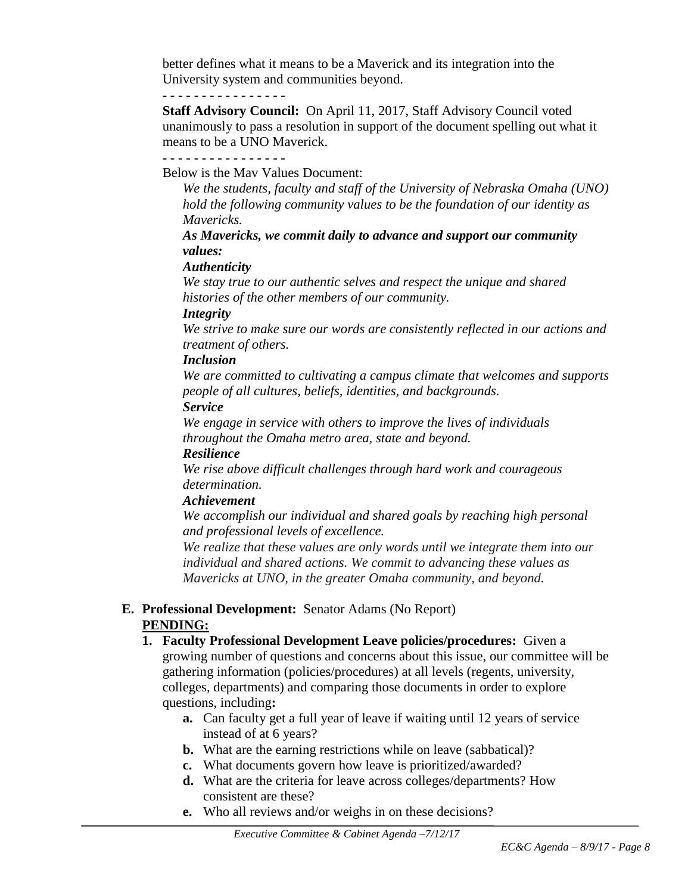better defines what it means to be a Maverick and its integration into the University system and communities beyond.

- - - - - - - - - - - - - - - -

**Staff Advisory Council:** On April 11, 2017, Staff Advisory Council voted unanimously to pass a resolution in support of the document spelling out what it means to be a UNO Maverick.

- - - - - - - - - - - - - - - -

Below is the Mav Values Document:

*We the students, faculty and staff of the University of Nebraska Omaha (UNO) hold the following community values to be the foundation of our identity as Mavericks.*

***As Mavericks, we commit daily to advance and support our community values:***

***Authenticity***

*We stay true to our authentic selves and respect the unique and shared histories of the other members of our community.*

***Integrity***

*We strive to make sure our words are consistently reflected in our actions and treatment of others.*

***Inclusion***

*We are committed to cultivating a campus climate that welcomes and supports people of all cultures, beliefs, identities, and backgrounds.*

***Service***

*We engage in service with others to improve the lives of individuals throughout the Omaha metro area, state and beyond.*

***Resilience***

*We rise above difficult challenges through hard work and courageous determination.*

***Achievement***

*We accomplish our individual and shared goals by reaching high personal and professional levels of excellence.*

*We realize that these values are only words until we integrate them into our individual and shared actions. We commit to advancing these values as Mavericks at UNO, in the greater Omaha community, and beyond.*

**E. Professional Development:** Senator Adams (No Report)

**PENDING:**

1. **Faculty Professional Development Leave policies/procedures:** Given a growing number of questions and concerns about this issue, our committee will be gathering information (policies/procedures) at all levels (regents, university, colleges, departments) and comparing those documents in order to explore questions, including**:**
   - **a.** Can faculty get a full year of leave if waiting until 12 years of service instead of at 6 years?
   - **b.** What are the earning restrictions while on leave (sabbatical)?
   - **c.** What documents govern how leave is prioritized/awarded?
   - **d.** What are the criteria for leave across colleges/departments? How consistent are these?
   - **e.** Who all reviews and/or weighs in on these decisions?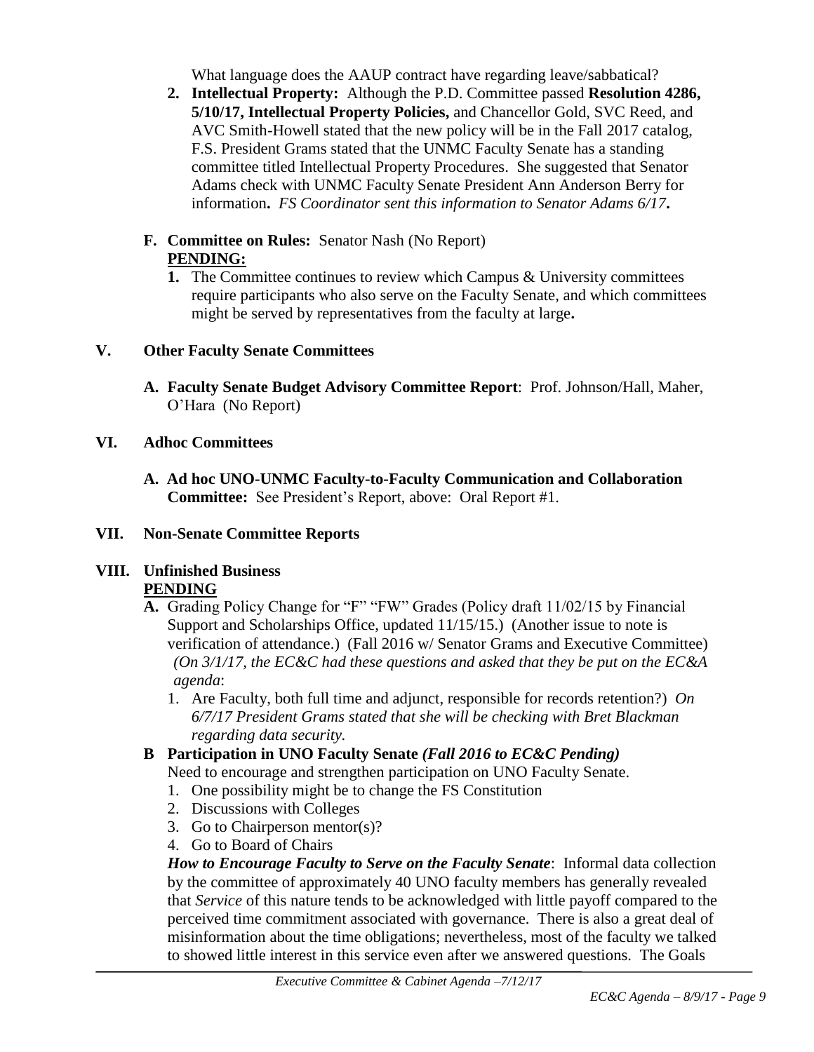What language does the AAUP contract have regarding leave/sabbatical?

2. **Intellectual Property:** Although the P.D. Committee passed **Resolution 4286, 5/10/17, Intellectual Property Policies,** and Chancellor Gold, SVC Reed, and AVC Smith-Howell stated that the new policy will be in the Fall 2017 catalog, F.S. President Grams stated that the UNMC Faculty Senate has a standing committee titled Intellectual Property Procedures. She suggested that Senator Adams check with UNMC Faculty Senate President Ann Anderson Berry for information**.** *FS Coordinator sent this information to Senator Adams 6/17***.**

**F. Committee on Rules:** Senator Nash (No Report)
**PENDING:**

1. The Committee continues to review which Campus & University committees require participants who also serve on the Faculty Senate, and which committees might be served by representatives from the faculty at large**.**

## V. Other Faculty Senate Committees

**A. Faculty Senate Budget Advisory Committee Report**: Prof. Johnson/Hall, Maher, O'Hara (No Report)

## VI. Adhoc Committees

**A. Ad hoc UNO-UNMC Faculty-to-Faculty Communication and Collaboration Committee:** See President's Report, above: Oral Report #1.

## VII. Non-Senate Committee Reports

## VIII. Unfinished Business

**PENDING**

**A.** Grading Policy Change for "F" "FW" Grades (Policy draft 11/02/15 by Financial Support and Scholarships Office, updated 11/15/15.) (Another issue to note is verification of attendance.) (Fall 2016 w/ Senator Grams and Executive Committee) *(On 3/1/17, the EC&C had these questions and asked that they be put on the EC&A agenda*:

1. Are Faculty, both full time and adjunct, responsible for records retention?) *On 6/7/17 President Grams stated that she will be checking with Bret Blackman regarding data security.*

**B Participation in UNO Faculty Senate** ***(Fall 2016 to EC&C Pending)***
Need to encourage and strengthen participation on UNO Faculty Senate.

1. One possibility might be to change the FS Constitution
2. Discussions with Colleges
3. Go to Chairperson mentor(s)?
4. Go to Board of Chairs

***How to Encourage Faculty to Serve on the Faculty Senate***: Informal data collection by the committee of approximately 40 UNO faculty members has generally revealed that *Service* of this nature tends to be acknowledged with little payoff compared to the perceived time commitment associated with governance. There is also a great deal of misinformation about the time obligations; nevertheless, most of the faculty we talked to showed little interest in this service even after we answered questions. The Goals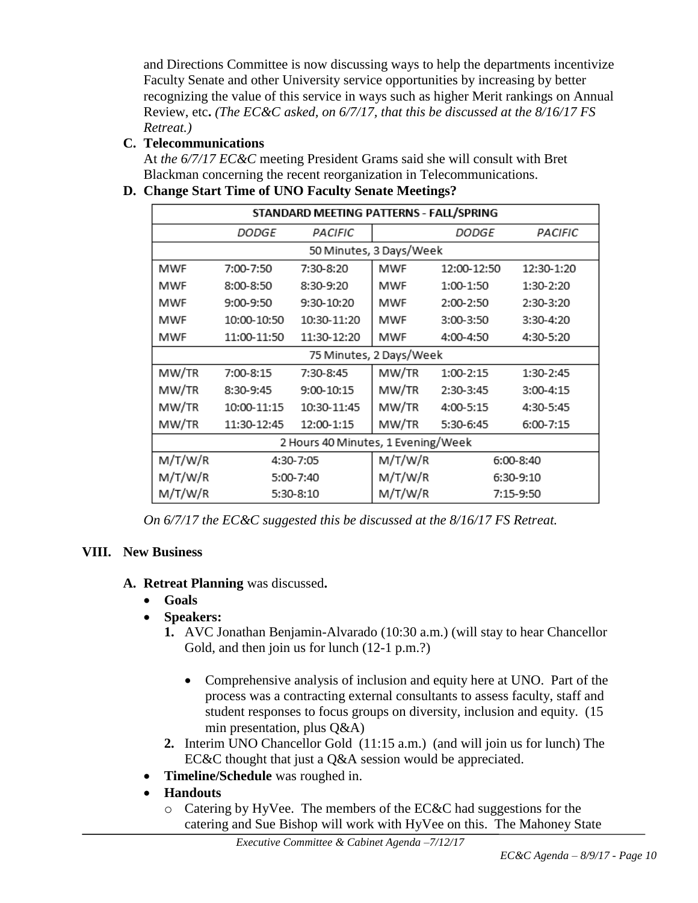and Directions Committee is now discussing ways to help the departments incentivize Faculty Senate and other University service opportunities by increasing by better recognizing the value of this service in ways such as higher Merit rankings on Annual Review, etc**.** *(The EC&C asked, on 6/7/17, that this be discussed at the 8/16/17 FS Retreat.)*

**C. Telecommunications**

At *the 6/7/17 EC&C* meeting President Grams said she will consult with Bret Blackman concerning the recent reorganization in Telecommunications.

**D. Change Start Time of UNO Faculty Senate Meetings?**

| STANDARD MEETING PATTERNS - FALL/SPRING | | | | | |
|---|---|---|---|---|---|
| | *DODGE* | *PACIFIC* | | *DODGE* | *PACIFIC* |
| 50 Minutes, 3 Days/Week | | | | | |
| MWF | 7:00-7:50 | 7:30-8:20 | MWF | 12:00-12:50 | 12:30-1:20 |
| MWF | 8:00-8:50 | 8:30-9:20 | MWF | 1:00-1:50 | 1:30-2:20 |
| MWF | 9:00-9:50 | 9:30-10:20 | MWF | 2:00-2:50 | 2:30-3:20 |
| MWF | 10:00-10:50 | 10:30-11:20 | MWF | 3:00-3:50 | 3:30-4:20 |
| MWF | 11:00-11:50 | 11:30-12:20 | MWF | 4:00-4:50 | 4:30-5:20 |
| 75 Minutes, 2 Days/Week | | | | | |
| MW/TR | 7:00-8:15 | 7:30-8:45 | MW/TR | 1:00-2:15 | 1:30-2:45 |
| MW/TR | 8:30-9:45 | 9:00-10:15 | MW/TR | 2:30-3:45 | 3:00-4:15 |
| MW/TR | 10:00-11:15 | 10:30-11:45 | MW/TR | 4:00-5:15 | 4:30-5:45 |
| MW/TR | 11:30-12:45 | 12:00-1:15 | MW/TR | 5:30-6:45 | 6:00-7:15 |
| 2 Hours 40 Minutes, 1 Evening/Week | | | | | |
| M/T/W/R | 4:30-7:05 | | M/T/W/R | 6:00-8:40 | |
| M/T/W/R | 5:00-7:40 | | M/T/W/R | 6:30-9:10 | |
| M/T/W/R | 5:30-8:10 | | M/T/W/R | 7:15-9:50 | |

*On 6/7/17 the EC&C suggested this be discussed at the 8/16/17 FS Retreat.*

## VIII. New Business

**A. Retreat Planning** was discussed**.**

- **Goals**
- **Speakers:**
  1. AVC Jonathan Benjamin-Alvarado (10:30 a.m.) (will stay to hear Chancellor Gold, and then join us for lunch (12-1 p.m.?)
     - Comprehensive analysis of inclusion and equity here at UNO. Part of the process was a contracting external consultants to assess faculty, staff and student responses to focus groups on diversity, inclusion and equity. (15 min presentation, plus Q&A)
  2. Interim UNO Chancellor Gold (11:15 a.m.) (and will join us for lunch) The EC&C thought that just a Q&A session would be appreciated.
- **Timeline/Schedule** was roughed in.
- **Handouts**
  - Catering by HyVee. The members of the EC&C had suggestions for the catering and Sue Bishop will work with HyVee on this. The Mahoney State

*Executive Committee & Cabinet Agenda –7/12/17*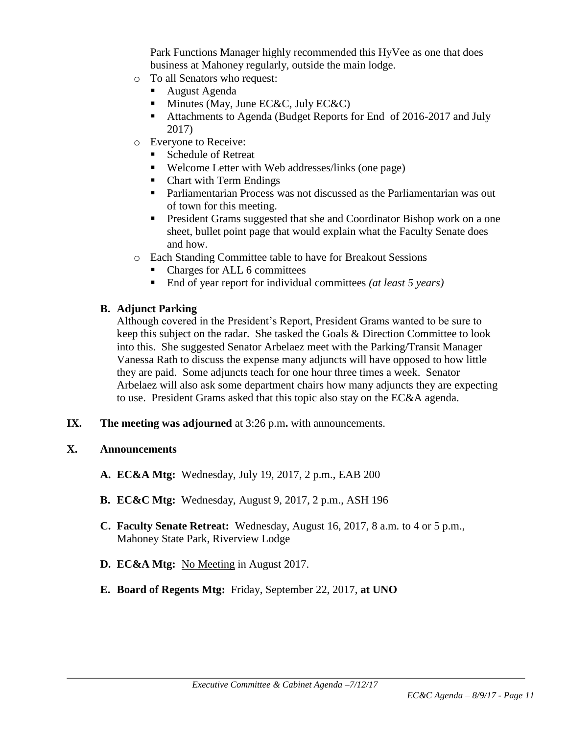Park Functions Manager highly recommended this HyVee as one that does business at Mahoney regularly, outside the main lodge.

- To all Senators who request:
  - August Agenda
  - Minutes (May, June EC&C, July EC&C)
  - Attachments to Agenda (Budget Reports for End of 2016-2017 and July 2017)
- Everyone to Receive:
  - Schedule of Retreat
  - Welcome Letter with Web addresses/links (one page)
  - Chart with Term Endings
  - Parliamentarian Process was not discussed as the Parliamentarian was out of town for this meeting.
  - President Grams suggested that she and Coordinator Bishop work on a one sheet, bullet point page that would explain what the Faculty Senate does and how.
- Each Standing Committee table to have for Breakout Sessions
  - Charges for ALL 6 committees
  - End of year report for individual committees *(at least 5 years)*

**B. Adjunct Parking**

Although covered in the President's Report, President Grams wanted to be sure to keep this subject on the radar. She tasked the Goals & Direction Committee to look into this. She suggested Senator Arbelaez meet with the Parking/Transit Manager Vanessa Rath to discuss the expense many adjuncts will have opposed to how little they are paid. Some adjuncts teach for one hour three times a week. Senator Arbelaez will also ask some department chairs how many adjuncts they are expecting to use. President Grams asked that this topic also stay on the EC&A agenda.

**IX. The meeting was adjourned** at 3:26 p.m**.** with announcements.

**X. Announcements**

**A. EC&A Mtg:** Wednesday, July 19, 2017, 2 p.m., EAB 200

**B. EC&C Mtg:** Wednesday, August 9, 2017, 2 p.m., ASH 196

**C. Faculty Senate Retreat:** Wednesday, August 16, 2017, 8 a.m. to 4 or 5 p.m., Mahoney State Park, Riverview Lodge

**D. EC&A Mtg:** No Meeting in August 2017.

**E. Board of Regents Mtg:** Friday, September 22, 2017, **at UNO**